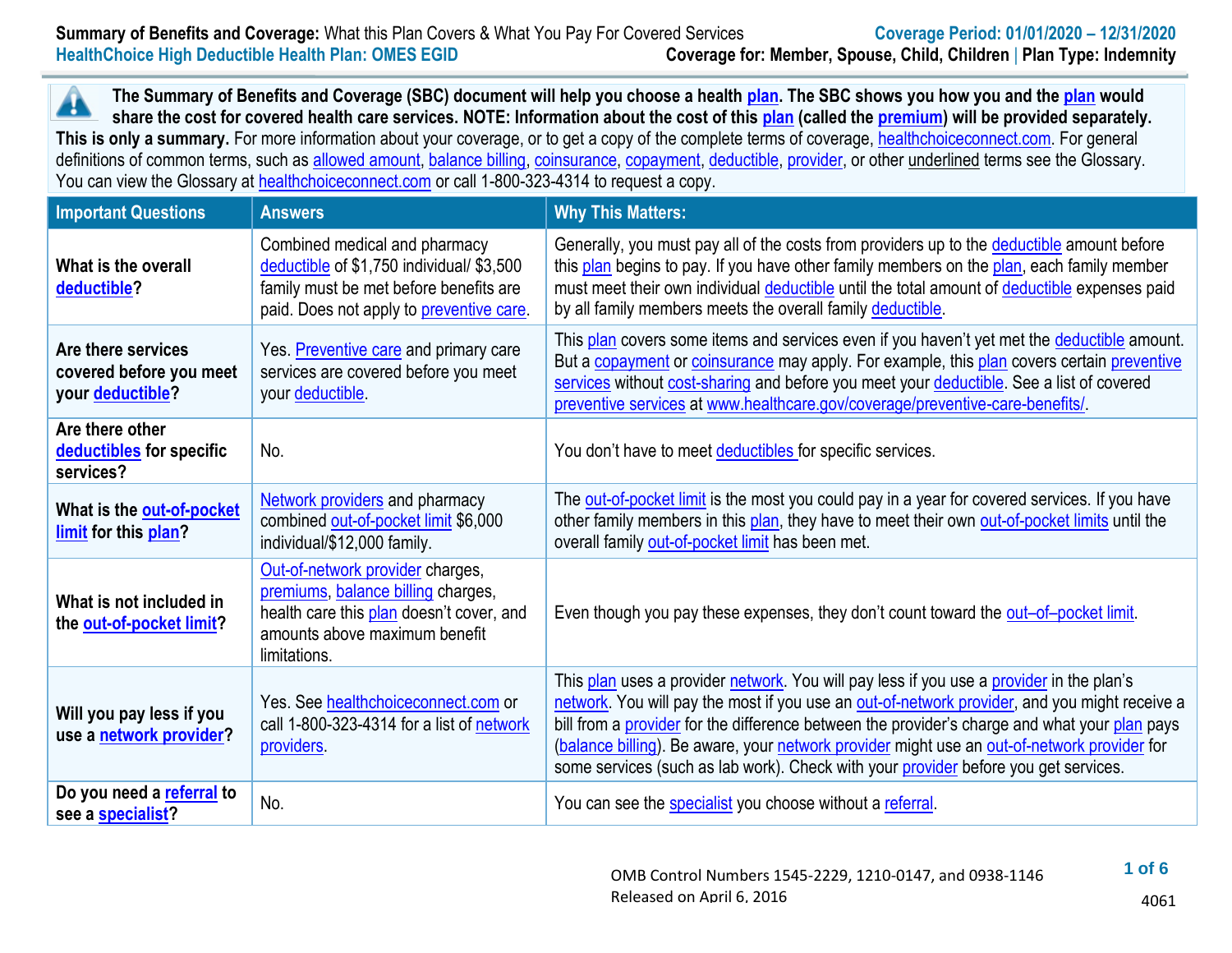**Summary of Benefits and Coverage:** What this Plan Covers & What You Pay For Covered Services
**HealthChoice High Deductible Health Plan: OMES EGID**

**Coverage Period: 01/01/2020 – 12/31/2020**
**Coverage for: Member, Spouse, Child, Children | Plan Type: Indemnity**

**The Summary of Benefits and Coverage (SBC) document will help you choose a health plan. The SBC shows you how you and the plan would share the cost for covered health care services. NOTE: Information about the cost of this plan (called the premium) will be provided separately. This is only a summary.** For more information about your coverage, or to get a copy of the complete terms of coverage, healthchoiceconnect.com. For general definitions of common terms, such as allowed amount, balance billing, coinsurance, copayment, deductible, provider, or other underlined terms see the Glossary. You can view the Glossary at healthchoiceconnect.com or call 1-800-323-4314 to request a copy.

| Important Questions | Answers | Why This Matters: |
| --- | --- | --- |
| **What is the overall deductible?** | Combined medical and pharmacy deductible of $1,750 individual/ $3,500 family must be met before benefits are paid. Does not apply to preventive care. | Generally, you must pay all of the costs from providers up to the deductible amount before this plan begins to pay. If you have other family members on the plan, each family member must meet their own individual deductible until the total amount of deductible expenses paid by all family members meets the overall family deductible. |
| **Are there services covered before you meet your deductible?** | Yes. Preventive care and primary care services are covered before you meet your deductible. | This plan covers some items and services even if you haven't yet met the deductible amount. But a copayment or coinsurance may apply. For example, this plan covers certain preventive services without cost-sharing and before you meet your deductible. See a list of covered preventive services at www.healthcare.gov/coverage/preventive-care-benefits/. |
| **Are there other deductibles for specific services?** | No. | You don't have to meet deductibles for specific services. |
| **What is the out-of-pocket limit for this plan?** | Network providers and pharmacy combined out-of-pocket limit $6,000 individual/$12,000 family. | The out-of-pocket limit is the most you could pay in a year for covered services. If you have other family members in this plan, they have to meet their own out-of-pocket limits until the overall family out-of-pocket limit has been met. |
| **What is not included in the out-of-pocket limit?** | Out-of-network provider charges, premiums, balance billing charges, health care this plan doesn't cover, and amounts above maximum benefit limitations. | Even though you pay these expenses, they don't count toward the out–of–pocket limit. |
| **Will you pay less if you use a network provider?** | Yes. See healthchoiceconnect.com or call 1-800-323-4314 for a list of network providers. | This plan uses a provider network. You will pay less if you use a provider in the plan's network. You will pay the most if you use an out-of-network provider, and you might receive a bill from a provider for the difference between the provider's charge and what your plan pays (balance billing). Be aware, your network provider might use an out-of-network provider for some services (such as lab work). Check with your provider before you get services. |
| **Do you need a referral to see a specialist?** | No. | You can see the specialist you choose without a referral. |

OMB Control Numbers 1545-2229, 1210-0147, and 0938-1146
Released on April 6, 2016

4061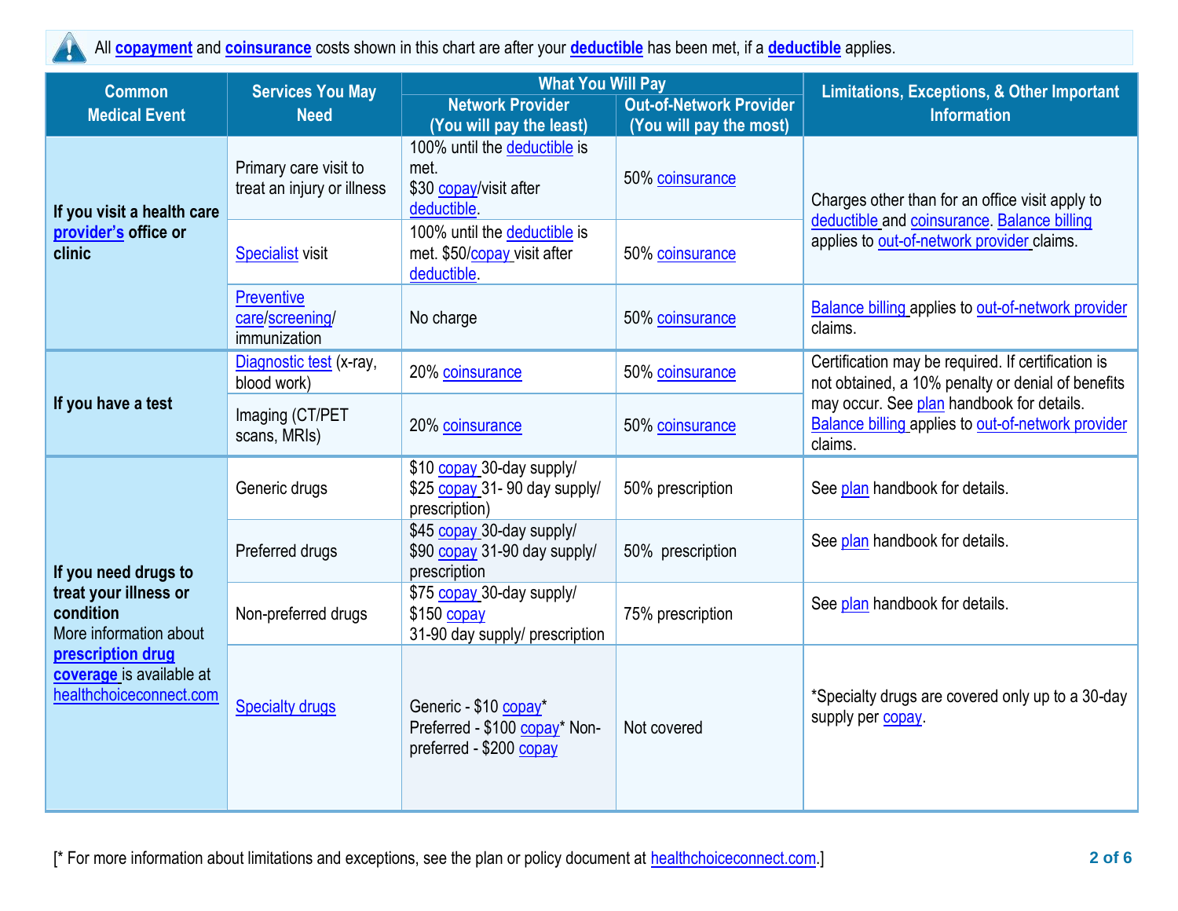All **copayment** and **coinsurance** costs shown in this chart are after your **deductible** has been met, if a **deductible** applies.

| Common Medical Event | Services You May Need | What You Will Pay | | Limitations, Exceptions, & Other Important Information |
|---|---|---|---|---|
| | | Network Provider (You will pay the least) | Out-of-Network Provider (You will pay the most) | |
| **If you visit a health care provider's office or clinic** | Primary care visit to treat an injury or illness | 100% until the deductible is met. $30 copay/visit after deductible. | 50% coinsurance | Charges other than for an office visit apply to deductible and coinsurance. Balance billing applies to out-of-network provider claims. |
| | Specialist visit | 100% until the deductible is met. $50/copay visit after deductible. | 50% coinsurance | |
| | Preventive care/screening/ immunization | No charge | 50% coinsurance | Balance billing applies to out-of-network provider claims. |
| **If you have a test** | Diagnostic test (x-ray, blood work) | 20% coinsurance | 50% coinsurance | Certification may be required. If certification is not obtained, a 10% penalty or denial of benefits may occur. See plan handbook for details. Balance billing applies to out-of-network provider claims. |
| | Imaging (CT/PET scans, MRIs) | 20% coinsurance | 50% coinsurance | |
| **If you need drugs to treat your illness or condition** More information about **prescription drug coverage** is available at healthchoiceconnect.com | Generic drugs | $10 copay 30-day supply/ $25 copay 31- 90 day supply/ prescription) | 50% prescription | See plan handbook for details. |
| | Preferred drugs | $45 copay 30-day supply/ $90 copay 31-90 day supply/ prescription | 50% prescription | See plan handbook for details. |
| | Non-preferred drugs | $75 copay 30-day supply/ $150 copay 31-90 day supply/ prescription | 75% prescription | See plan handbook for details. |
| | Specialty drugs | Generic - $10 copay* Preferred - $100 copay* Non-preferred - $200 copay | Not covered | *Specialty drugs are covered only up to a 30-day supply per copay. |

[* For more information about limitations and exceptions, see the plan or policy document at healthchoiceconnect.com.]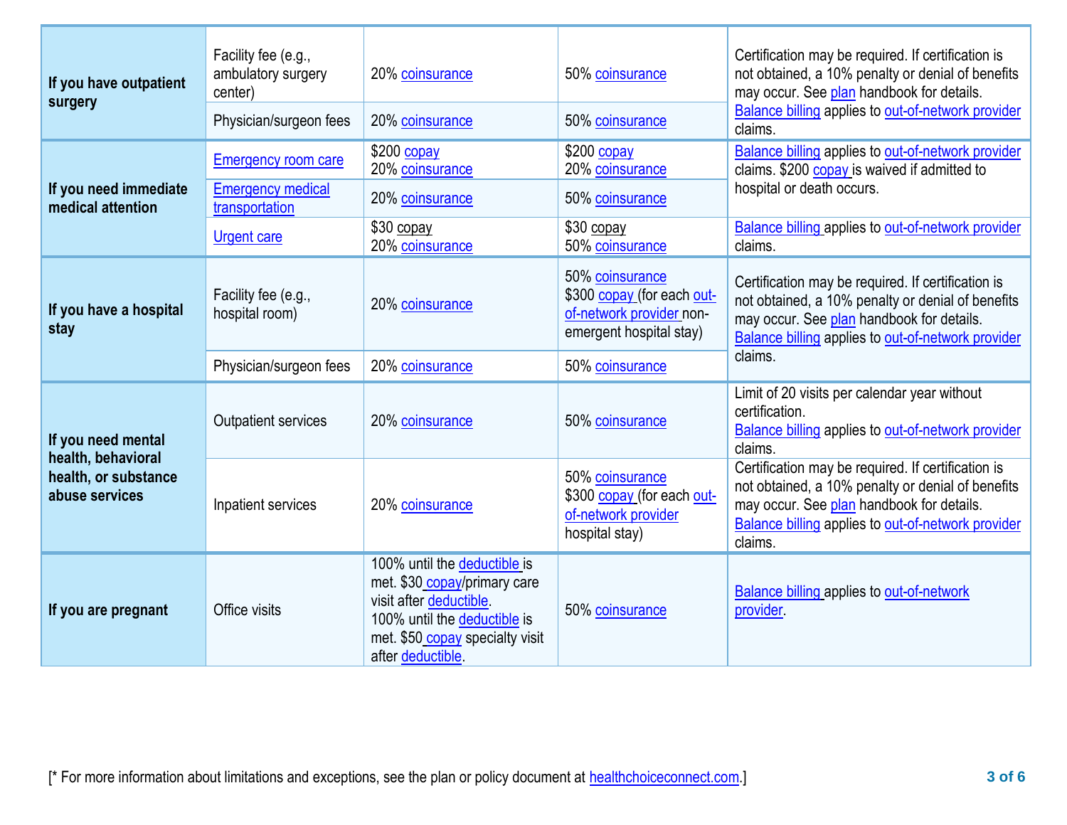| | | | | |
|---|---|---|---|---|
| If you have outpatient surgery | Facility fee (e.g., ambulatory surgery center) | 20% coinsurance | 50% coinsurance | Certification may be required. If certification is not obtained, a 10% penalty or denial of benefits may occur. See plan handbook for details. Balance billing applies to out-of-network provider claims. |
| | Physician/surgeon fees | 20% coinsurance | 50% coinsurance | |
| If you need immediate medical attention | Emergency room care | $200 copay 20% coinsurance | $200 copay 20% coinsurance | Balance billing applies to out-of-network provider claims. $200 copay is waived if admitted to hospital or death occurs. |
| | Emergency medical transportation | 20% coinsurance | 50% coinsurance | |
| | Urgent care | $30 copay 20% coinsurance | $30 copay 50% coinsurance | Balance billing applies to out-of-network provider claims. |
| If you have a hospital stay | Facility fee (e.g., hospital room) | 20% coinsurance | 50% coinsurance $300 copay (for each out-of-network provider non-emergent hospital stay) | Certification may be required. If certification is not obtained, a 10% penalty or denial of benefits may occur. See plan handbook for details. Balance billing applies to out-of-network provider claims. |
| | Physician/surgeon fees | 20% coinsurance | 50% coinsurance | |
| If you need mental health, behavioral health, or substance abuse services | Outpatient services | 20% coinsurance | 50% coinsurance | Limit of 20 visits per calendar year without certification. Balance billing applies to out-of-network provider claims. |
| | Inpatient services | 20% coinsurance | 50% coinsurance $300 copay (for each out-of-network provider hospital stay) | Certification may be required. If certification is not obtained, a 10% penalty or denial of benefits may occur. See plan handbook for details. Balance billing applies to out-of-network provider claims. |
| If you are pregnant | Office visits | 100% until the deductible is met. $30 copay/primary care visit after deductible. 100% until the deductible is met. $50 copay specialty visit after deductible. | 50% coinsurance | Balance billing applies to out-of-network provider. |

[* For more information about limitations and exceptions, see the plan or policy document at healthchoiceconnect.com.]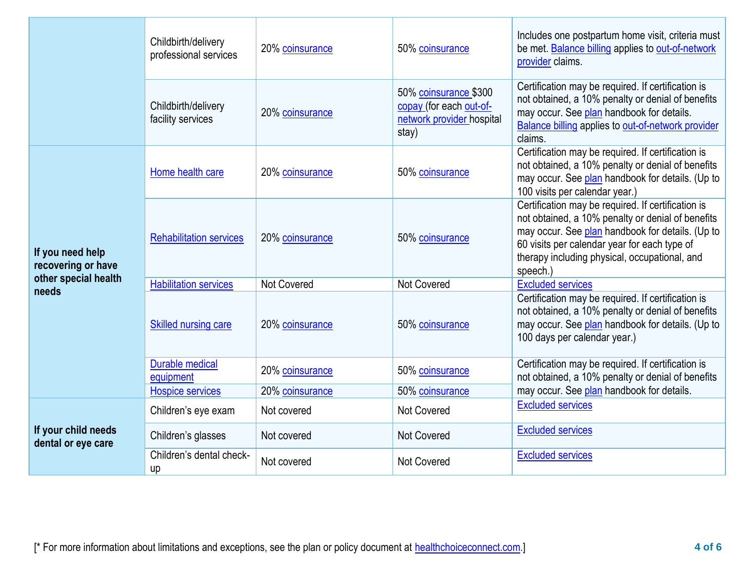| | | | | |
|---|---|---|---|---|
| | Childbirth/delivery professional services | 20% coinsurance | 50% coinsurance | Includes one postpartum home visit, criteria must be met. Balance billing applies to out-of-network provider claims. |
| | Childbirth/delivery facility services | 20% coinsurance | 50% coinsurance $300 copay (for each out-of-network provider hospital stay) | Certification may be required. If certification is not obtained, a 10% penalty or denial of benefits may occur. See plan handbook for details. Balance billing applies to out-of-network provider claims. |
| **If you need help recovering or have other special health needs** | Home health care | 20% coinsurance | 50% coinsurance | Certification may be required. If certification is not obtained, a 10% penalty or denial of benefits may occur. See plan handbook for details. (Up to 100 visits per calendar year.) |
| | Rehabilitation services | 20% coinsurance | 50% coinsurance | Certification may be required. If certification is not obtained, a 10% penalty or denial of benefits may occur. See plan handbook for details. (Up to 60 visits per calendar year for each type of therapy including physical, occupational, and speech.) |
| | Habilitation services | Not Covered | Not Covered | Excluded services |
| | Skilled nursing care | 20% coinsurance | 50% coinsurance | Certification may be required. If certification is not obtained, a 10% penalty or denial of benefits may occur. See plan handbook for details. (Up to 100 days per calendar year.) |
| | Durable medical equipment | 20% coinsurance | 50% coinsurance | Certification may be required. If certification is not obtained, a 10% penalty or denial of benefits may occur. See plan handbook for details. |
| | Hospice services | 20% coinsurance | 50% coinsurance | |
| **If your child needs dental or eye care** | Children's eye exam | Not covered | Not Covered | Excluded services |
| | Children's glasses | Not covered | Not Covered | Excluded services |
| | Children's dental check-up | Not covered | Not Covered | Excluded services |

[* For more information about limitations and exceptions, see the plan or policy document at healthchoiceconnect.com.]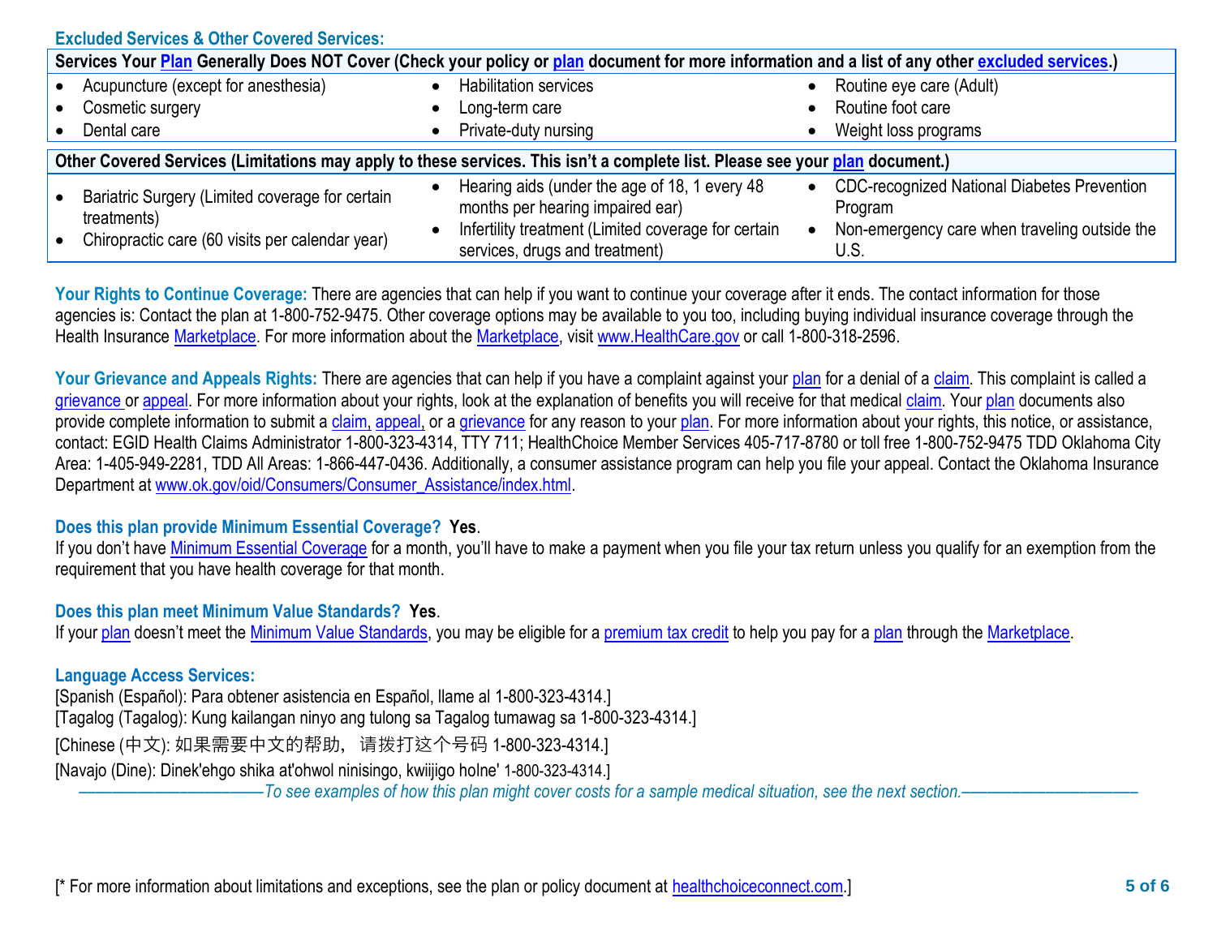## Excluded Services & Other Covered Services:

| Services Your Plan Generally Does NOT Cover (Check your policy or plan document for more information and a list of any other excluded services.) | | |
|---|---|---|
| • Acupuncture (except for anesthesia)<br>• Cosmetic surgery<br>• Dental care | • Habilitation services<br>• Long-term care<br>• Private-duty nursing | • Routine eye care (Adult)<br>• Routine foot care<br>• Weight loss programs |

| Other Covered Services (Limitations may apply to these services. This isn't a complete list. Please see your plan document.) | | |
|---|---|---|
| • Bariatric Surgery (Limited coverage for certain treatments)<br>• Chiropractic care (60 visits per calendar year) | • Hearing aids (under the age of 18, 1 every 48 months per hearing impaired ear)<br>• Infertility treatment (Limited coverage for certain services, drugs and treatment) | • CDC-recognized National Diabetes Prevention Program<br>• Non-emergency care when traveling outside the U.S. |

**Your Rights to Continue Coverage:** There are agencies that can help if you want to continue your coverage after it ends. The contact information for those agencies is: Contact the plan at 1-800-752-9475. Other coverage options may be available to you too, including buying individual insurance coverage through the Health Insurance Marketplace. For more information about the Marketplace, visit www.HealthCare.gov or call 1-800-318-2596.

**Your Grievance and Appeals Rights:** There are agencies that can help if you have a complaint against your plan for a denial of a claim. This complaint is called a grievance or appeal. For more information about your rights, look at the explanation of benefits you will receive for that medical claim. Your plan documents also provide complete information to submit a claim, appeal, or a grievance for any reason to your plan. For more information about your rights, this notice, or assistance, contact: EGID Health Claims Administrator 1-800-323-4314, TTY 711; HealthChoice Member Services 405-717-8780 or toll free 1-800-752-9475 TDD Oklahoma City Area: 1-405-949-2281, TDD All Areas: 1-866-447-0436. Additionally, a consumer assistance program can help you file your appeal. Contact the Oklahoma Insurance Department at www.ok.gov/oid/Consumers/Consumer_Assistance/index.html.

**Does this plan provide Minimum Essential Coverage? Yes.**
If you don't have Minimum Essential Coverage for a month, you'll have to make a payment when you file your tax return unless you qualify for an exemption from the requirement that you have health coverage for that month.

**Does this plan meet Minimum Value Standards? Yes.**
If your plan doesn't meet the Minimum Value Standards, you may be eligible for a premium tax credit to help you pay for a plan through the Marketplace.

**Language Access Services:**
[Spanish (Español): Para obtener asistencia en Español, llame al 1-800-323-4314.]
[Tagalog (Tagalog): Kung kailangan ninyo ang tulong sa Tagalog tumawag sa 1-800-323-4314.]
[Chinese (中文): 如果需要中文的帮助，请拨打这个号码 1-800-323-4314.]
[Navajo (Dine): Dinek'ehgo shika at'ohwol ninisingo, kwiijigo holne' 1-800-323-4314.]

*——————————To see examples of how this plan might cover costs for a sample medical situation, see the next section.——————————*

[* For more information about limitations and exceptions, see the plan or policy document at healthchoiceconnect.com.]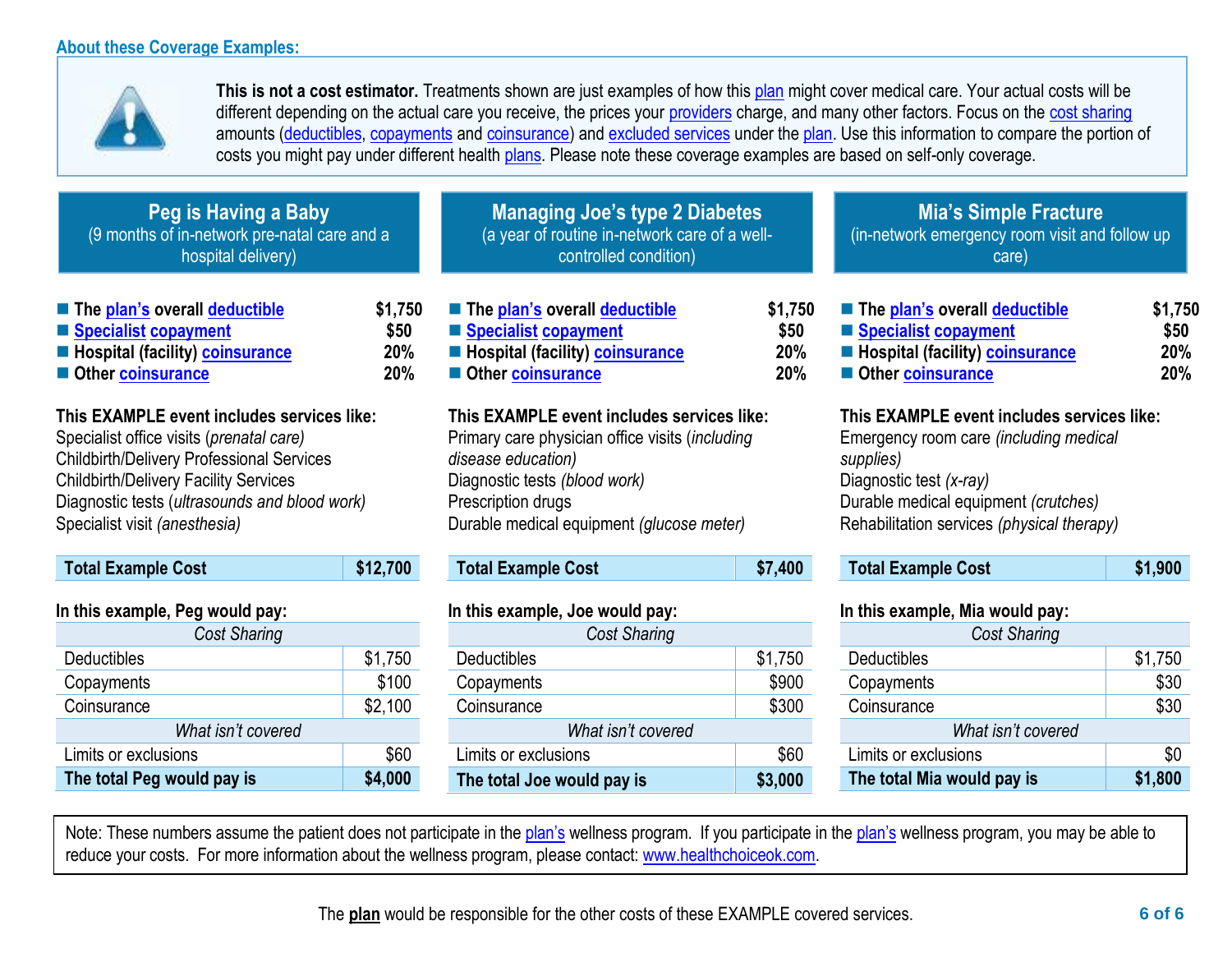## About these Coverage Examples:

**This is not a cost estimator.** Treatments shown are just examples of how this plan might cover medical care. Your actual costs will be different depending on the actual care you receive, the prices your providers charge, and many other factors. Focus on the cost sharing amounts (deductibles, copayments and coinsurance) and excluded services under the plan. Use this information to compare the portion of costs you might pay under different health plans. Please note these coverage examples are based on self-only coverage.

### Peg is Having a Baby
(9 months of in-network pre-natal care and a hospital delivery)

- **The plan's overall deductible** **$1,750**
- **Specialist copayment** **$50**
- **Hospital (facility) coinsurance** **20%**
- **Other coinsurance** **20%**

**This EXAMPLE event includes services like:**
Specialist office visits (*prenatal care)*
Childbirth/Delivery Professional Services
Childbirth/Delivery Facility Services
Diagnostic tests (*ultrasounds and blood work)*
Specialist visit *(anesthesia)*

| **Total Example Cost** | **$12,700** |
|---|---|

**In this example, Peg would pay:**

| *Cost Sharing* | |
|---|---|
| Deductibles | $1,750 |
| Copayments | $100 |
| Coinsurance | $2,100 |
| *What isn't covered* | |
| Limits or exclusions | $60 |
| **The total Peg would pay is** | **$4,000** |

### Managing Joe's type 2 Diabetes
(a year of routine in-network care of a well-controlled condition)

- **The plan's overall deductible** **$1,750**
- **Specialist copayment** **$50**
- **Hospital (facility) coinsurance** **20%**
- **Other coinsurance** **20%**

**This EXAMPLE event includes services like:**
Primary care physician office visits (*including disease education)*
Diagnostic tests *(blood work)*
Prescription drugs
Durable medical equipment *(glucose meter)*

| **Total Example Cost** | **$7,400** |
|---|---|

**In this example, Joe would pay:**

| *Cost Sharing* | |
|---|---|
| Deductibles | $1,750 |
| Copayments | $900 |
| Coinsurance | $300 |
| *What isn't covered* | |
| Limits or exclusions | $60 |
| **The total Joe would pay is** | **$3,000** |

### Mia's Simple Fracture
(in-network emergency room visit and follow up care)

- **The plan's overall deductible** **$1,750**
- **Specialist copayment** **$50**
- **Hospital (facility) coinsurance** **20%**
- **Other coinsurance** **20%**

**This EXAMPLE event includes services like:**
Emergency room care *(including medical supplies)*
Diagnostic test *(x-ray)*
Durable medical equipment *(crutches)*
Rehabilitation services *(physical therapy)*

| **Total Example Cost** | **$1,900** |
|---|---|

**In this example, Mia would pay:**

| *Cost Sharing* | |
|---|---|
| Deductibles | $1,750 |
| Copayments | $30 |
| Coinsurance | $30 |
| *What isn't covered* | |
| Limits or exclusions | $0 |
| **The total Mia would pay is** | **$1,800** |

Note: These numbers assume the patient does not participate in the plan's wellness program. If you participate in the plan's wellness program, you may be able to reduce your costs. For more information about the wellness program, please contact: www.healthchoiceok.com.

The **plan** would be responsible for the other costs of these EXAMPLE covered services.